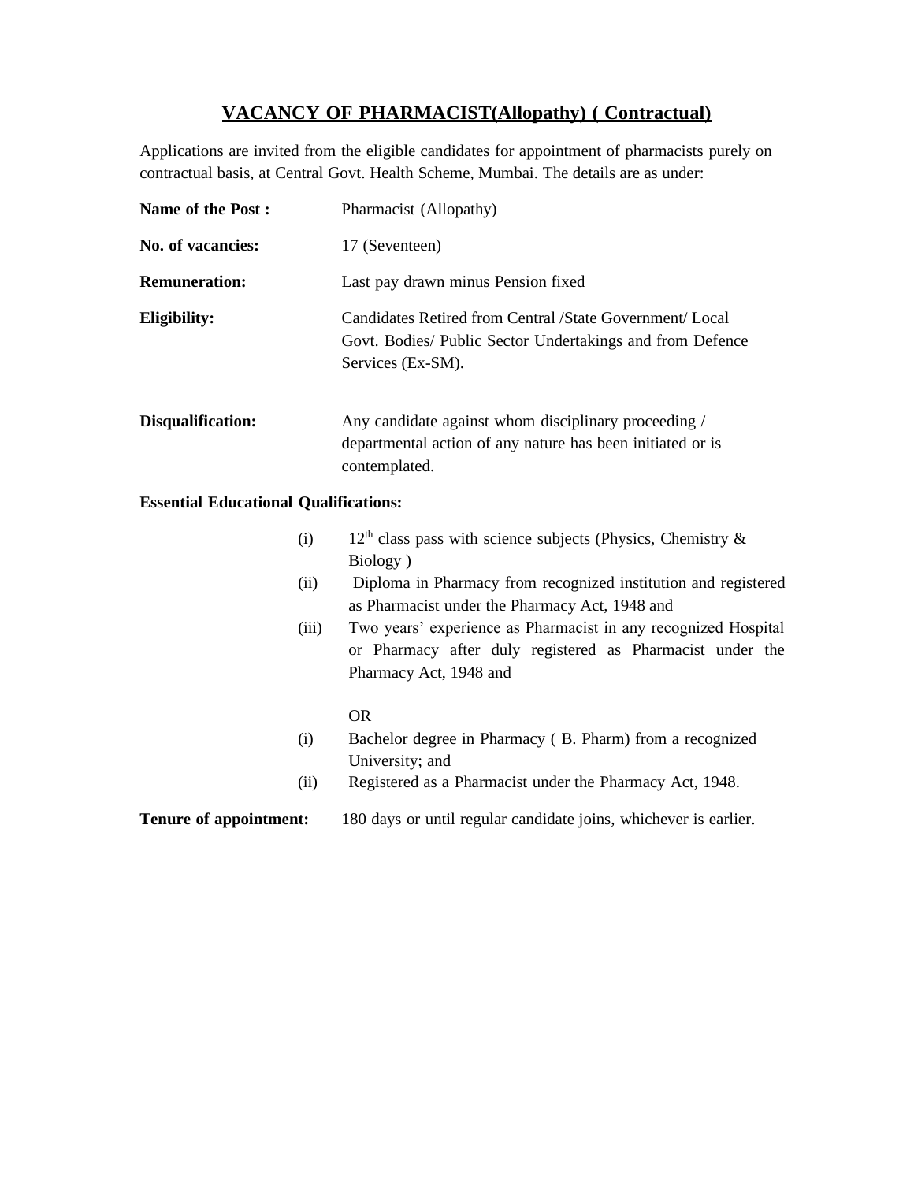## VACANCY OF PHARMACIST(Allopathy) ( Contractual)

Applications are invited from the eligible candidates for appointment of pharmacists purely on contractual basis, at Central Govt. Health Scheme, Mumbai. The details are as under:

**Name of the Post :** Pharmacist (Allopathy)

**No. of vacancies:** 17 (Seventeen)

**Remuneration:** Last pay drawn minus Pension fixed

**Eligibility:** Candidates Retired from Central /State Government/ Local Govt. Bodies/ Public Sector Undertakings and from Defence Services (Ex-SM).

**Disqualification:** Any candidate against whom disciplinary proceeding / departmental action of any nature has been initiated or is contemplated.

**Essential Educational Qualifications:**

(i) 12th class pass with science subjects (Physics, Chemistry & Biology )

(ii) Diploma in Pharmacy from recognized institution and registered as Pharmacist under the Pharmacy Act, 1948 and

(iii) Two years' experience as Pharmacist in any recognized Hospital or Pharmacy after duly registered as Pharmacist under the Pharmacy Act, 1948 and

OR

(i) Bachelor degree in Pharmacy ( B. Pharm) from a recognized University; and

(ii) Registered as a Pharmacist under the Pharmacy Act, 1948.

**Tenure of appointment:** 180 days or until regular candidate joins, whichever is earlier.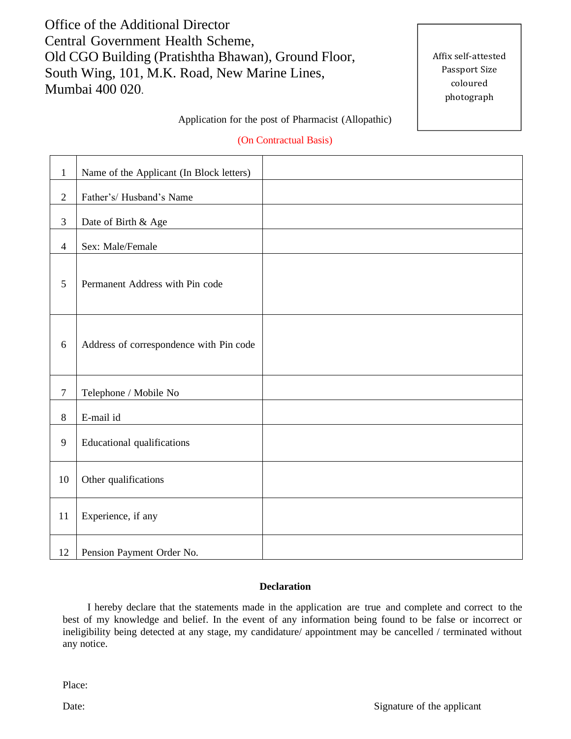Office of the Additional Director
Central Government Health Scheme,
Old CGO Building (Pratishtha Bhawan), Ground Floor,
South Wing, 101, M.K. Road, New Marine Lines,
Mumbai 400 020.

Affix self-attested Passport Size coloured photograph

Application for the post of Pharmacist (Allopathic)

(On Contractual Basis)

| | | |
|---|---|---|
| 1 | Name of the Applicant (In Block letters) | |
| 2 | Father's/ Husband's Name | |
| 3 | Date of Birth & Age | |
| 4 | Sex: Male/Female | |
| 5 | Permanent Address with Pin code | |
| 6 | Address of correspondence with Pin code | |
| 7 | Telephone / Mobile No | |
| 8 | E-mail id | |
| 9 | Educational qualifications | |
| 10 | Other qualifications | |
| 11 | Experience, if any | |
| 12 | Pension Payment Order No. | |

**Declaration**

I hereby declare that the statements made in the application are true and complete and correct to the best of my knowledge and belief. In the event of any information being found to be false or incorrect or ineligibility being detected at any stage, my candidature/ appointment may be cancelled / terminated without any notice.

Place:

Date: Signature of the applicant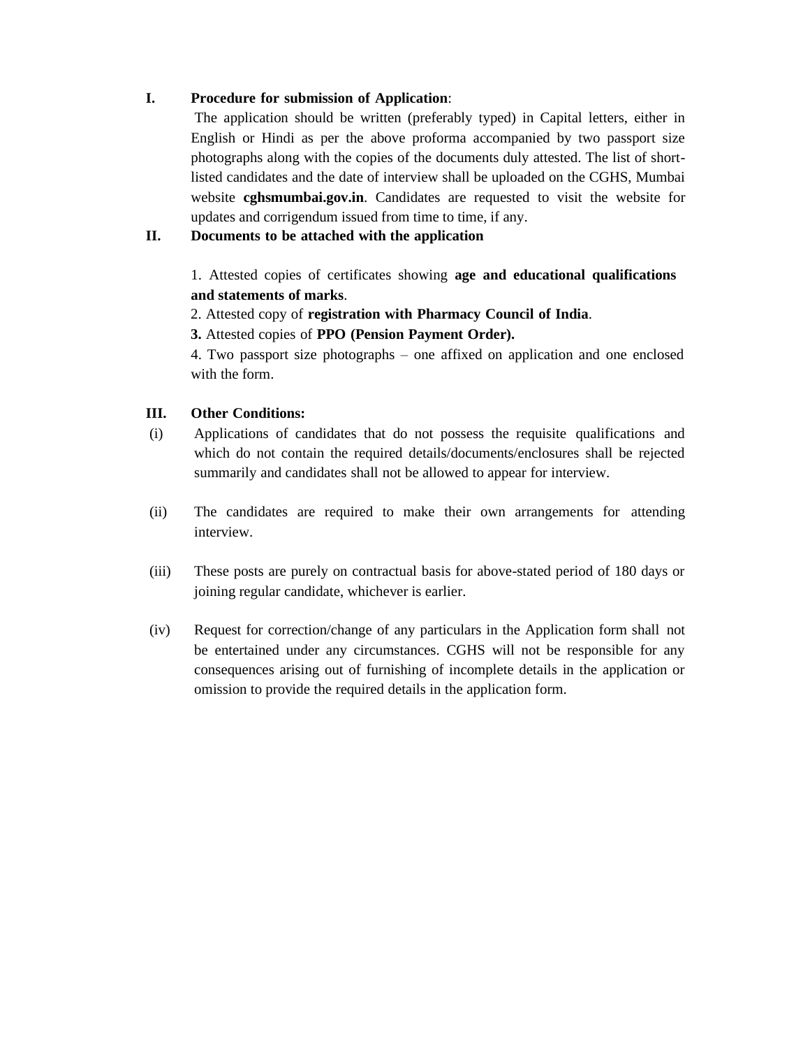**I. Procedure for submission of Application**:

The application should be written (preferably typed) in Capital letters, either in English or Hindi as per the above proforma accompanied by two passport size photographs along with the copies of the documents duly attested. The list of short-listed candidates and the date of interview shall be uploaded on the CGHS, Mumbai website **cghsmumbai.gov.in**. Candidates are requested to visit the website for updates and corrigendum issued from time to time, if any.

**II. Documents to be attached with the application**

1. Attested copies of certificates showing **age and educational qualifications and statements of marks**.
2. Attested copy of **registration with Pharmacy Council of India**.
3. Attested copies of **PPO (Pension Payment Order).**
4. Two passport size photographs – one affixed on application and one enclosed with the form.

**III. Other Conditions:**

(i) Applications of candidates that do not possess the requisite qualifications and which do not contain the required details/documents/enclosures shall be rejected summarily and candidates shall not be allowed to appear for interview.

(ii) The candidates are required to make their own arrangements for attending interview.

(iii) These posts are purely on contractual basis for above-stated period of 180 days or joining regular candidate, whichever is earlier.

(iv) Request for correction/change of any particulars in the Application form shall not be entertained under any circumstances. CGHS will not be responsible for any consequences arising out of furnishing of incomplete details in the application or omission to provide the required details in the application form.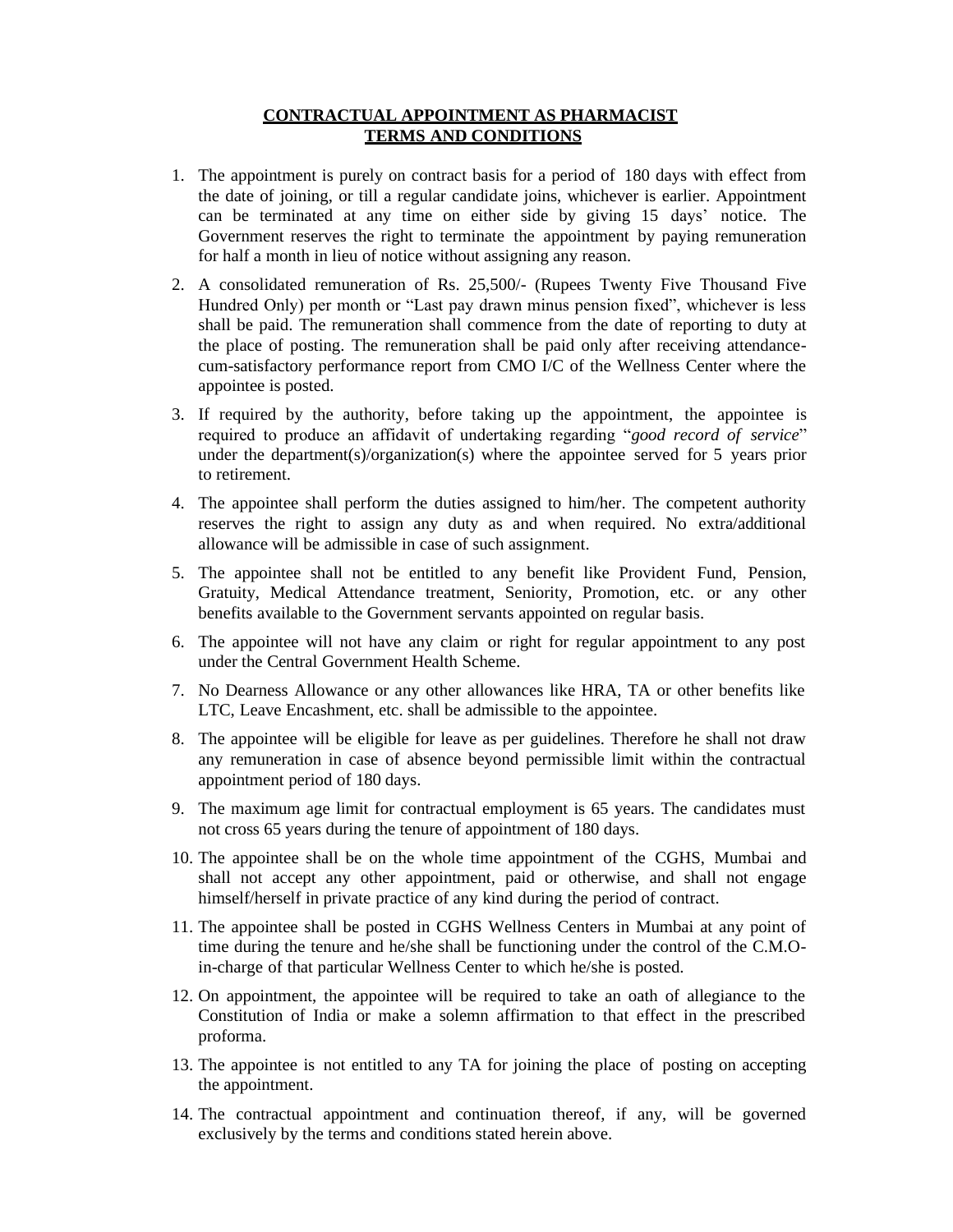**CONTRACTUAL APPOINTMENT AS PHARMACIST**
**TERMS AND CONDITIONS**

1. The appointment is purely on contract basis for a period of 180 days with effect from the date of joining, or till a regular candidate joins, whichever is earlier. Appointment can be terminated at any time on either side by giving 15 days' notice. The Government reserves the right to terminate the appointment by paying remuneration for half a month in lieu of notice without assigning any reason.
2. A consolidated remuneration of Rs. 25,500/- (Rupees Twenty Five Thousand Five Hundred Only) per month or "Last pay drawn minus pension fixed", whichever is less shall be paid. The remuneration shall commence from the date of reporting to duty at the place of posting. The remuneration shall be paid only after receiving attendance-cum-satisfactory performance report from CMO I/C of the Wellness Center where the appointee is posted.
3. If required by the authority, before taking up the appointment, the appointee is required to produce an affidavit of undertaking regarding "*good record of service*" under the department(s)/organization(s) where the appointee served for 5 years prior to retirement.
4. The appointee shall perform the duties assigned to him/her. The competent authority reserves the right to assign any duty as and when required. No extra/additional allowance will be admissible in case of such assignment.
5. The appointee shall not be entitled to any benefit like Provident Fund, Pension, Gratuity, Medical Attendance treatment, Seniority, Promotion, etc. or any other benefits available to the Government servants appointed on regular basis.
6. The appointee will not have any claim or right for regular appointment to any post under the Central Government Health Scheme.
7. No Dearness Allowance or any other allowances like HRA, TA or other benefits like LTC, Leave Encashment, etc. shall be admissible to the appointee.
8. The appointee will be eligible for leave as per guidelines. Therefore he shall not draw any remuneration in case of absence beyond permissible limit within the contractual appointment period of 180 days.
9. The maximum age limit for contractual employment is 65 years. The candidates must not cross 65 years during the tenure of appointment of 180 days.
10. The appointee shall be on the whole time appointment of the CGHS, Mumbai and shall not accept any other appointment, paid or otherwise, and shall not engage himself/herself in private practice of any kind during the period of contract.
11. The appointee shall be posted in CGHS Wellness Centers in Mumbai at any point of time during the tenure and he/she shall be functioning under the control of the C.M.O-in-charge of that particular Wellness Center to which he/she is posted.
12. On appointment, the appointee will be required to take an oath of allegiance to the Constitution of India or make a solemn affirmation to that effect in the prescribed proforma.
13. The appointee is not entitled to any TA for joining the place of posting on accepting the appointment.
14. The contractual appointment and continuation thereof, if any, will be governed exclusively by the terms and conditions stated herein above.